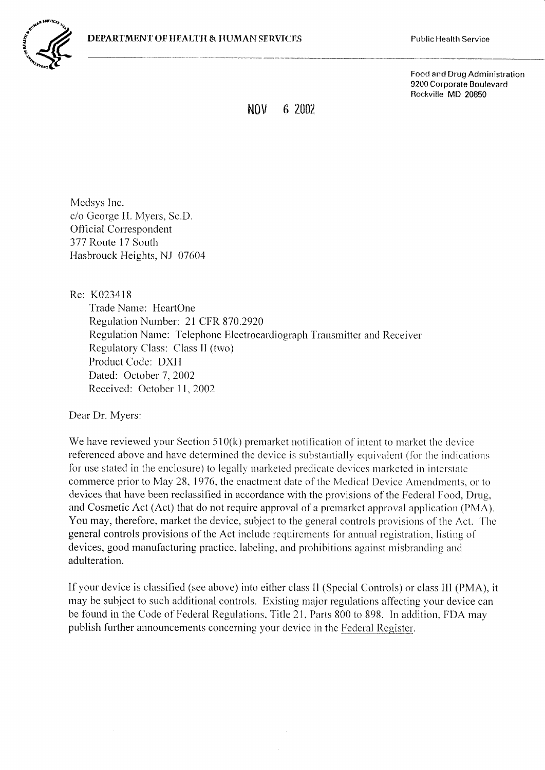DEPARTMENT OF HEALTH & HUMAN SERVICES

Public Health Service

Food and Drug Administration
9200 Corporate Boulevard
Rockville MD 20850

NOV 6 2002

Medsys Inc.
c/o George H. Myers, Sc.D.
Official Correspondent
377 Route 17 South
Hasbrouck Heights, NJ 07604

Re: K023418
Trade Name: HeartOne
Regulation Number: 21 CFR 870.2920
Regulation Name: Telephone Electrocardiograph Transmitter and Receiver
Regulatory Class: Class II (two)
Product Code: DXH
Dated: October 7, 2002
Received: October 11, 2002

Dear Dr. Myers:

We have reviewed your Section 510(k) premarket notification of intent to market the device referenced above and have determined the device is substantially equivalent (for the indications for use stated in the enclosure) to legally marketed predicate devices marketed in interstate commerce prior to May 28, 1976, the enactment date of the Medical Device Amendments, or to devices that have been reclassified in accordance with the provisions of the Federal Food, Drug, and Cosmetic Act (Act) that do not require approval of a premarket approval application (PMA). You may, therefore, market the device, subject to the general controls provisions of the Act. The general controls provisions of the Act include requirements for annual registration, listing of devices, good manufacturing practice, labeling, and prohibitions against misbranding and adulteration.

If your device is classified (see above) into either class II (Special Controls) or class III (PMA), it may be subject to such additional controls. Existing major regulations affecting your device can be found in the Code of Federal Regulations, Title 21, Parts 800 to 898. In addition, FDA may publish further announcements concerning your device in the Federal Register.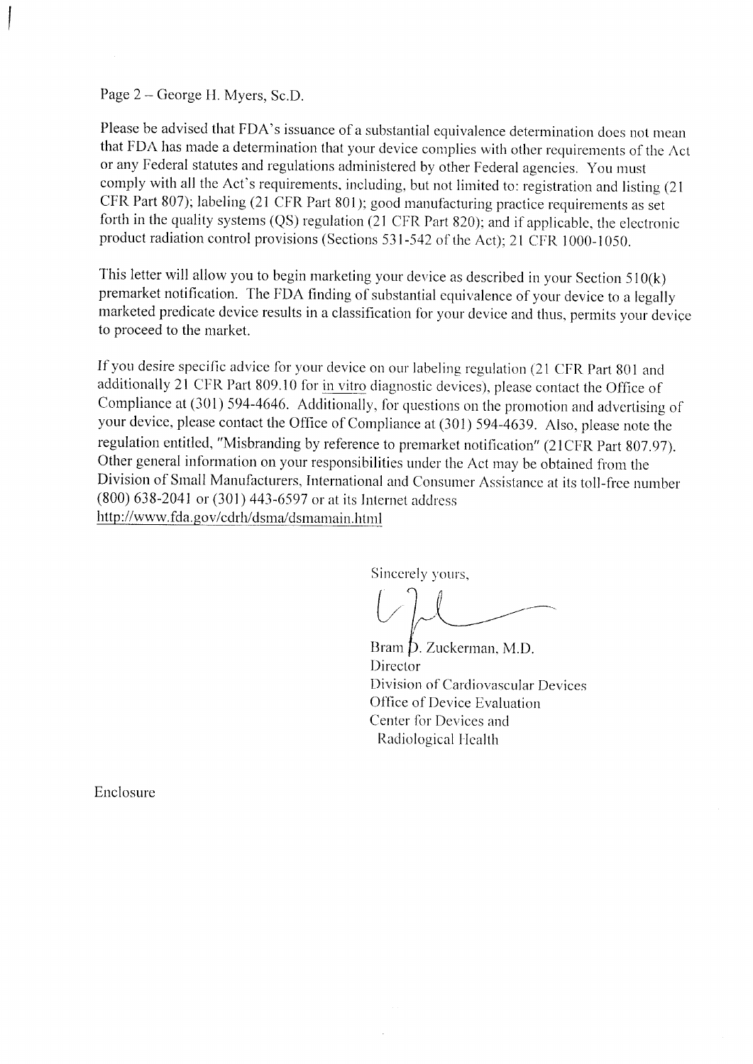Page 2 – George H. Myers, Sc.D.

Please be advised that FDA's issuance of a substantial equivalence determination does not mean that FDA has made a determination that your device complies with other requirements of the Act or any Federal statutes and regulations administered by other Federal agencies. You must comply with all the Act's requirements, including, but not limited to: registration and listing (21 CFR Part 807); labeling (21 CFR Part 801); good manufacturing practice requirements as set forth in the quality systems (QS) regulation (21 CFR Part 820); and if applicable, the electronic product radiation control provisions (Sections 531-542 of the Act); 21 CFR 1000-1050.

This letter will allow you to begin marketing your device as described in your Section 510(k) premarket notification. The FDA finding of substantial equivalence of your device to a legally marketed predicate device results in a classification for your device and thus, permits your device to proceed to the market.

If you desire specific advice for your device on our labeling regulation (21 CFR Part 801 and additionally 21 CFR Part 809.10 for in vitro diagnostic devices), please contact the Office of Compliance at (301) 594-4646. Additionally, for questions on the promotion and advertising of your device, please contact the Office of Compliance at (301) 594-4639. Also, please note the regulation entitled, "Misbranding by reference to premarket notification" (21CFR Part 807.97). Other general information on your responsibilities under the Act may be obtained from the Division of Small Manufacturers, International and Consumer Assistance at its toll-free number (800) 638-2041 or (301) 443-6597 or at its Internet address http://www.fda.gov/cdrh/dsma/dsmamain.html

Sincerely yours,

Bram D. Zuckerman, M.D.
Director
Division of Cardiovascular Devices
Office of Device Evaluation
Center for Devices and
Radiological Health

Enclosure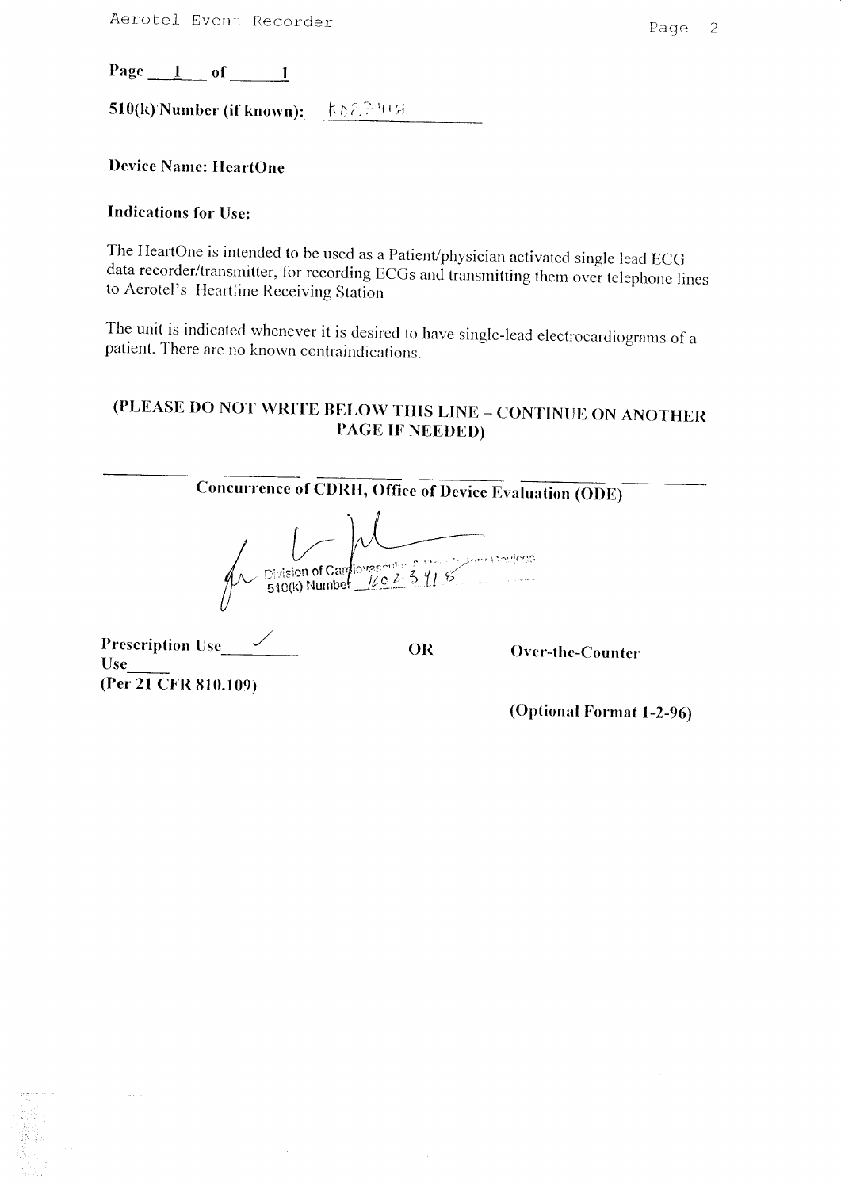Page 1 of 1

**510(k) Number (if known):** K023418

**Device Name: HeartOne**

**Indications for Use:**

The HeartOne is intended to be used as a Patient/physician activated single lead ECG data recorder/transmitter, for recording ECGs and transmitting them over telephone lines to Aerotel's Heartline Receiving Station

The unit is indicated whenever it is desired to have single-lead electrocardiograms of a patient. There are no known contraindications.

**(PLEASE DO NOT WRITE BELOW THIS LINE – CONTINUE ON ANOTHER PAGE IF NEEDED)**

---

**Concurrence of CDRH, Office of Device Evaluation (ODE)**

Division of Cardiovascular & Respiratory Devices
510(k) Number K023418

**Prescription Use** ✓ **OR** **Over-the-Counter Use**____
**(Per 21 CFR 810.109)**

**(Optional Format 1-2-96)**